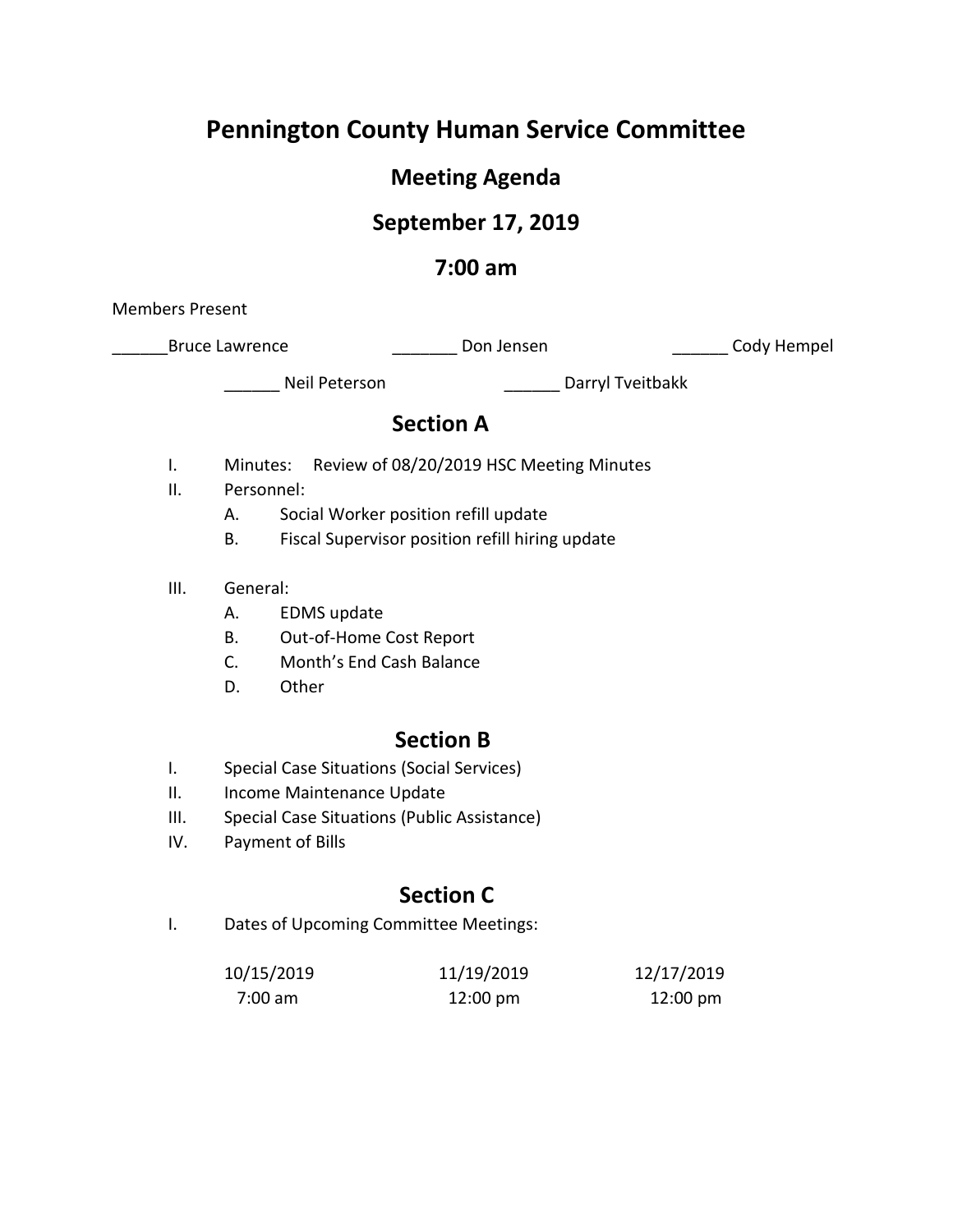# Pennington County Human Service Committee

## Meeting Agenda

## September 17, 2019

## 7:00 am

Members Present

______Bruce Lawrence _______ Don Jensen ______ Cody Hempel

______ Neil Peterson ______ Darryl Tveitbakk

## Section A

I. Minutes: Review of 08/20/2019 HSC Meeting Minutes

II. Personnel:
   - A. Social Worker position refill update
   - B. Fiscal Supervisor position refill hiring update

III. General:
   - A. EDMS update
   - B. Out-of-Home Cost Report
   - C. Month's End Cash Balance
   - D. Other

## Section B

I. Special Case Situations (Social Services)

II. Income Maintenance Update

III. Special Case Situations (Public Assistance)

IV. Payment of Bills

## Section C

I. Dates of Upcoming Committee Meetings:

| 10/15/2019 | 11/19/2019 | 12/17/2019 |
|---|---|---|
| 7:00 am | 12:00 pm | 12:00 pm |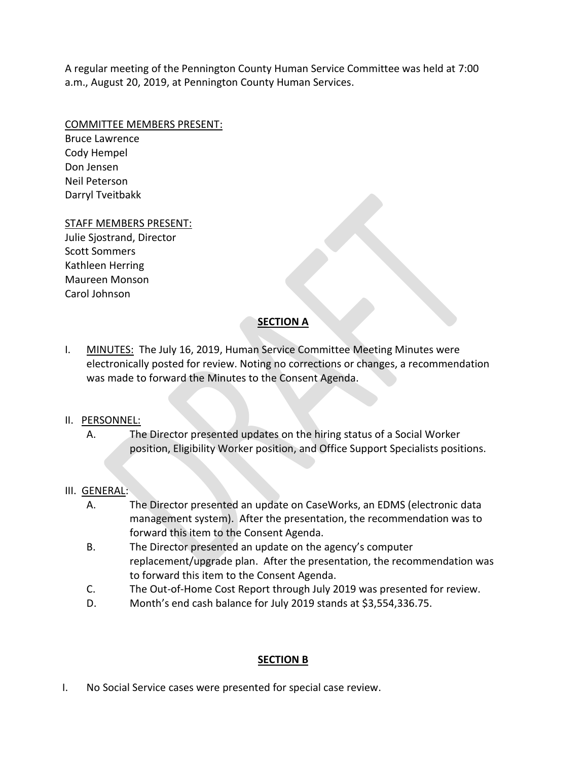A regular meeting of the Pennington County Human Service Committee was held at 7:00 a.m., August 20, 2019, at Pennington County Human Services.

COMMITTEE MEMBERS PRESENT:
Bruce Lawrence
Cody Hempel
Don Jensen
Neil Peterson
Darryl Tveitbakk

STAFF MEMBERS PRESENT:
Julie Sjostrand, Director
Scott Sommers
Kathleen Herring
Maureen Monson
Carol Johnson

## SECTION A

I. MINUTES: The July 16, 2019, Human Service Committee Meeting Minutes were electronically posted for review. Noting no corrections or changes, a recommendation was made to forward the Minutes to the Consent Agenda.

II. PERSONNEL:
   A. The Director presented updates on the hiring status of a Social Worker position, Eligibility Worker position, and Office Support Specialists positions.

III. GENERAL:
   A. The Director presented an update on CaseWorks, an EDMS (electronic data management system). After the presentation, the recommendation was to forward this item to the Consent Agenda.
   B. The Director presented an update on the agency's computer replacement/upgrade plan. After the presentation, the recommendation was to forward this item to the Consent Agenda.
   C. The Out-of-Home Cost Report through July 2019 was presented for review.
   D. Month's end cash balance for July 2019 stands at $3,554,336.75.

## SECTION B

I. No Social Service cases were presented for special case review.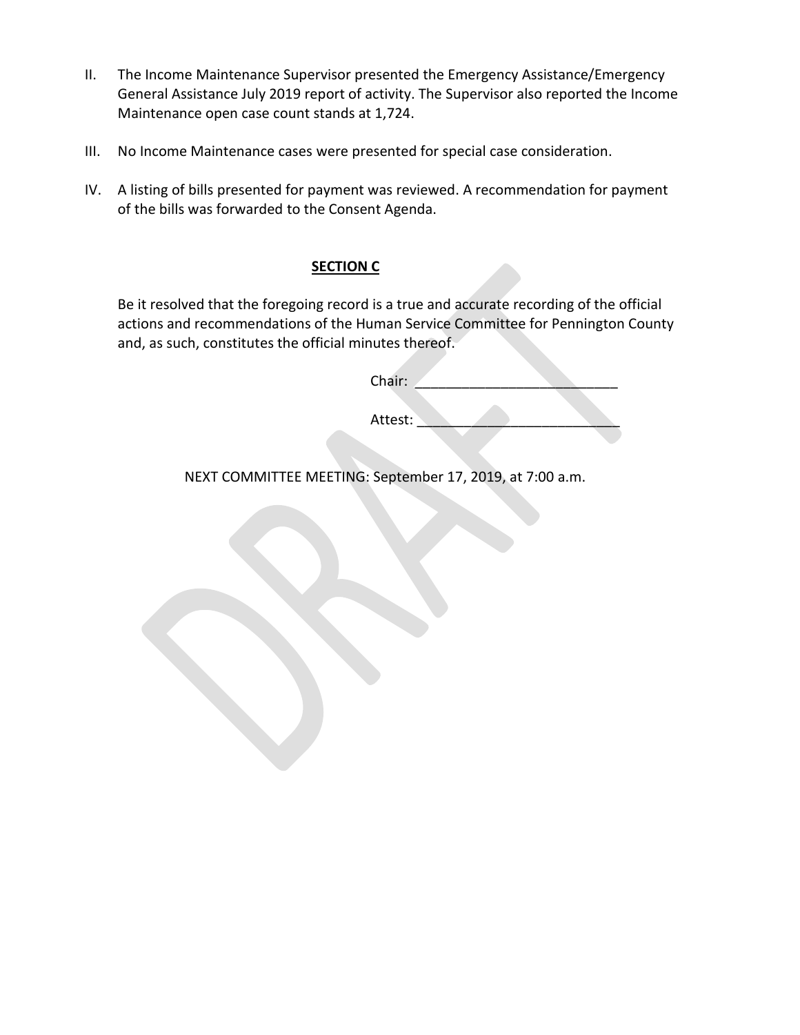II. The Income Maintenance Supervisor presented the Emergency Assistance/Emergency General Assistance July 2019 report of activity. The Supervisor also reported the Income Maintenance open case count stands at 1,724.

III. No Income Maintenance cases were presented for special case consideration.

IV. A listing of bills presented for payment was reviewed. A recommendation for payment of the bills was forwarded to the Consent Agenda.

**SECTION C**

Be it resolved that the foregoing record is a true and accurate recording of the official actions and recommendations of the Human Service Committee for Pennington County and, as such, constitutes the official minutes thereof.

Chair: ___________________________

Attest: ___________________________

NEXT COMMITTEE MEETING: September 17, 2019, at 7:00 a.m.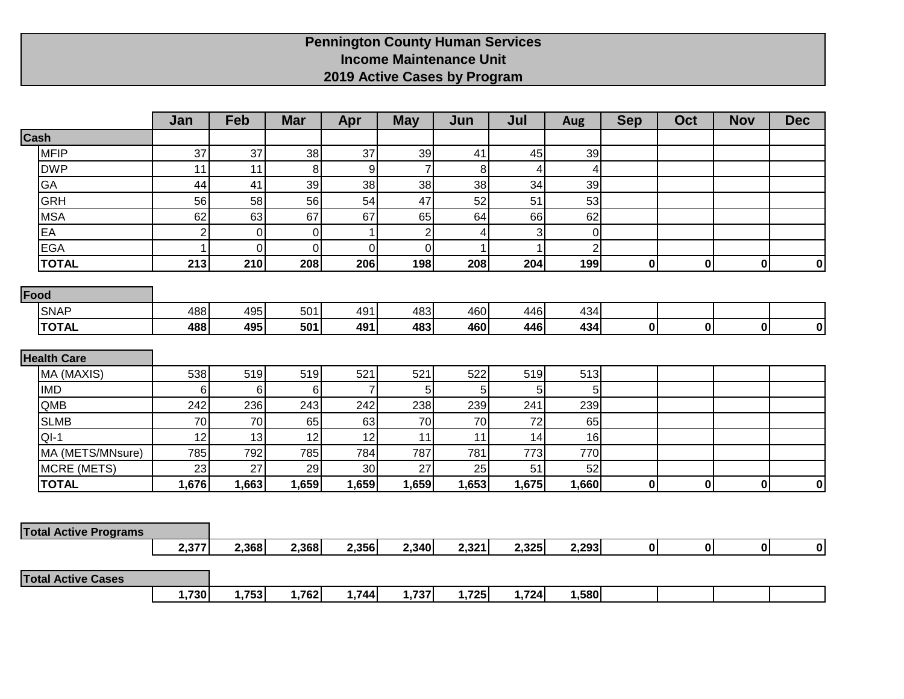# Pennington County Human Services
## Income Maintenance Unit
## 2019 Active Cases by Program

| | Jan | Feb | Mar | Apr | May | Jun | Jul | Aug | Sep | Oct | Nov | Dec |
|---|---|---|---|---|---|---|---|---|---|---|---|---|
| **Cash** | | | | | | | | | | | | |
| MFIP | 37 | 37 | 38 | 37 | 39 | 41 | 45 | 39 | | | | |
| DWP | 11 | 11 | 8 | 9 | 7 | 8 | 4 | 4 | | | | |
| GA | 44 | 41 | 39 | 38 | 38 | 38 | 34 | 39 | | | | |
| GRH | 56 | 58 | 56 | 54 | 47 | 52 | 51 | 53 | | | | |
| MSA | 62 | 63 | 67 | 67 | 65 | 64 | 66 | 62 | | | | |
| EA | 2 | 0 | 0 | 1 | 2 | 4 | 3 | 0 | | | | |
| EGA | 1 | 0 | 0 | 0 | 0 | 1 | 1 | 2 | | | | |
| **TOTAL** | **213** | **210** | **208** | **206** | **198** | **208** | **204** | **199** | **0** | **0** | **0** | **0** |
| **Food** | | | | | | | | | | | | |
| SNAP | 488 | 495 | 501 | 491 | 483 | 460 | 446 | 434 | | | | |
| **TOTAL** | **488** | **495** | **501** | **491** | **483** | **460** | **446** | **434** | **0** | **0** | **0** | **0** |
| **Health Care** | | | | | | | | | | | | |
| MA (MAXIS) | 538 | 519 | 519 | 521 | 521 | 522 | 519 | 513 | | | | |
| IMD | 6 | 6 | 6 | 7 | 5 | 5 | 5 | 5 | | | | |
| QMB | 242 | 236 | 243 | 242 | 238 | 239 | 241 | 239 | | | | |
| SLMB | 70 | 70 | 65 | 63 | 70 | 70 | 72 | 65 | | | | |
| QI-1 | 12 | 13 | 12 | 12 | 11 | 11 | 14 | 16 | | | | |
| MA (METS/MNsure) | 785 | 792 | 785 | 784 | 787 | 781 | 773 | 770 | | | | |
| MCRE (METS) | 23 | 27 | 29 | 30 | 27 | 25 | 51 | 52 | | | | |
| **TOTAL** | **1,676** | **1,663** | **1,659** | **1,659** | **1,659** | **1,653** | **1,675** | **1,660** | **0** | **0** | **0** | **0** |
| **Total Active Programs** | **2,377** | **2,368** | **2,368** | **2,356** | **2,340** | **2,321** | **2,325** | **2,293** | **0** | **0** | **0** | **0** |
| **Total Active Cases** | **1,730** | **1,753** | **1,762** | **1,744** | **1,737** | **1,725** | **1,724** | **1,580** | | | | |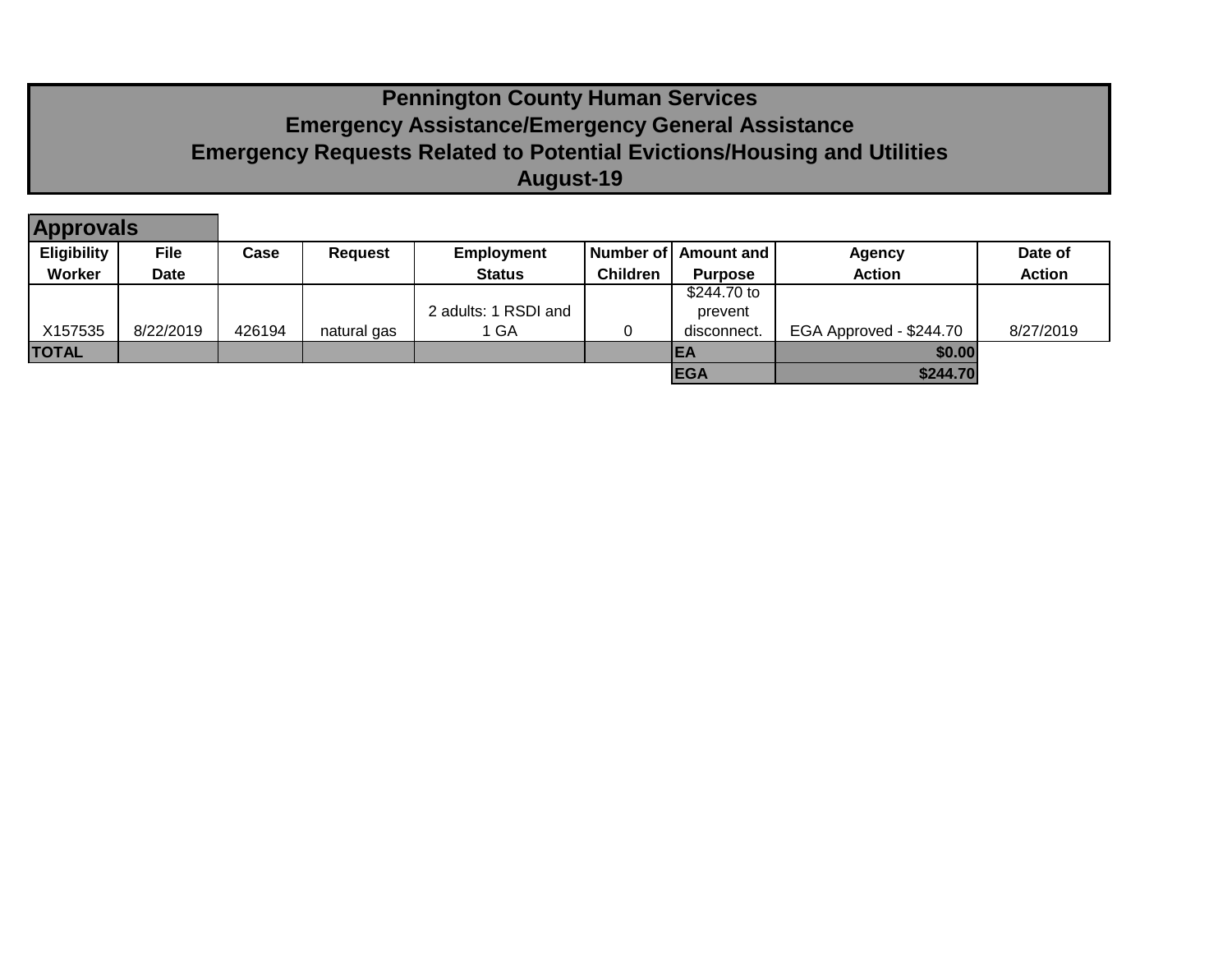# Pennington County Human Services
## Emergency Assistance/Emergency General Assistance
## Emergency Requests Related to Potential Evictions/Housing and Utilities
## August-19

### Approvals

| Eligibility Worker | File Date | Case | Request | Employment Status | Number of Children | Amount and Purpose | Agency Action | Date of Action |
|---|---|---|---|---|---|---|---|---|
| X157535 | 8/22/2019 | 426194 | natural gas | 2 adults: 1 RSDI and 1 GA | 0 | $244.70 to prevent disconnect. | EGA Approved - $244.70 | 8/27/2019 |
| **TOTAL** | | | | | | **EA** | **$0.00** | |
| | | | | | | **EGA** | **$244.70** | |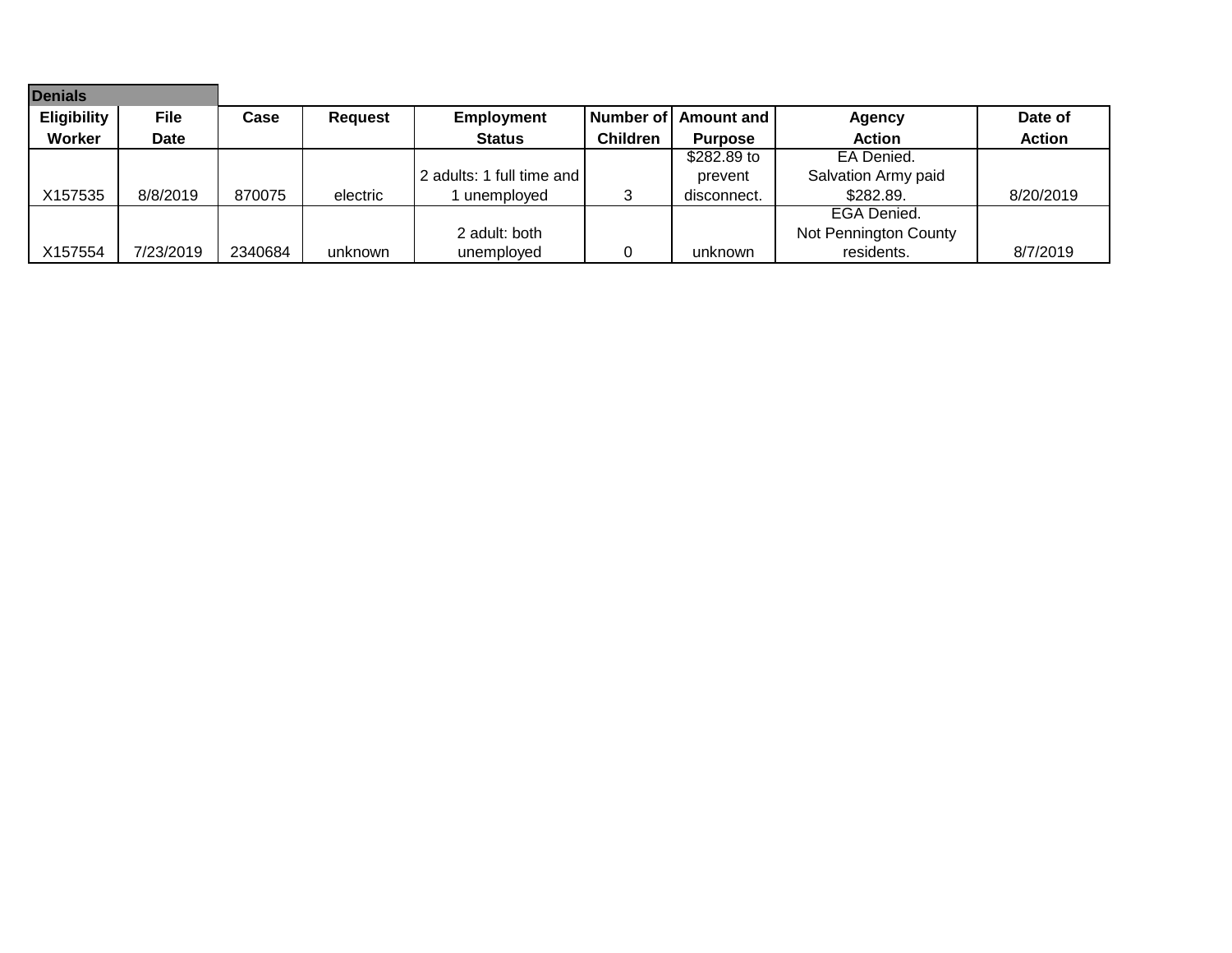**Denials**

| Eligibility Worker | File Date | Case | Request | Employment Status | Number of Children | Amount and Purpose | Agency Action | Date of Action |
|---|---|---|---|---|---|---|---|---|
| X157535 | 8/8/2019 | 870075 | electric | 2 adults: 1 full time and 1 unemployed | 3 | $282.89 to prevent disconnect. | EA Denied. Salvation Army paid $282.89. | 8/20/2019 |
| X157554 | 7/23/2019 | 2340684 | unknown | 2 adult: both unemployed | 0 | unknown | EGA Denied. Not Pennington County residents. | 8/7/2019 |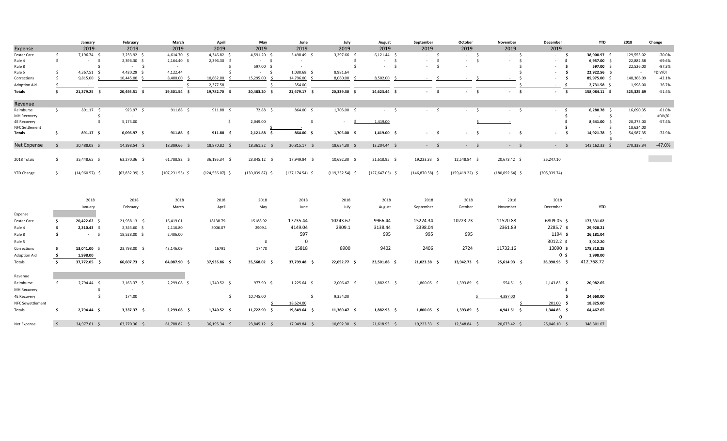| | January | February | March | April | May | June | July | August | September | October | November | December | YTD | 2018 | Change |
|---|---|---|---|---|---|---|---|---|---|---|---|---|---|---|---|
| Expense | 2019 | 2019 | 2019 | 2019 | 2019 | 2019 | 2019 | 2019 | 2019 | 2019 | 2019 | 2019 | | | |
| Foster Care | $ 7,196.74 | $ 3,233.92 | $ 4,614.70 | $ 4,346.82 | $ 4,591.20 | $ 5,498.49 | $ 3,297.66 | $ 6,121.44 | $ - | $ - | $ - | $ - | $ 38,900.97 | $ 129,553.02 | -70.0% |
| Rule 4 | $ - | $ 2,396.30 | $ 2,164.40 | $ 2,396.30 | $ - | $ - | | $ - | $ - | $ - | $ - | $ - | $ 6,957.00 | $ 22,882.58 | -69.6% |
| Rule 8 | | $ - | $ - | | $ 597.00 | $ - | | $ - | $ - | | | $ - | $ 597.00 | $ 22,526.00 | -97.3% |
| Rule 5 | $ 4,367.51 | $ 4,420.29 | $ 4,122.44 | | $ - | $ 1,030.68 | $ 8,981.64 | | | | | $ - | $ 22,922.56 | $ - | #DIV/0! |
| Corrections | $ 9,815.00 | $ 10,445.00 | $ 8,400.00 | $ 10,662.00 | $ 15,295.00 | $ 14,796.00 | $ 8,060.00 | $ 8,502.00 | $ - | $ - | $ - | $ - | $ 85,975.00 | $ 148,366.09 | -42.1% |
| Adoption Aid | $ - | | $ 2,377.58 | | | $ 354.00 | | | | | | $ - | $ 2,731.58 | $ 1,998.00 | 36.7% |
| **Totals** | **$ 21,379.25** | **$ 20,495.51** | **$ 19,301.54** | **$ 19,782.70** | **$ 20,483.20** | **$ 21,679.17** | **$ 20,339.30** | **$ 14,623.44** | **$ -** | **$ -** | **$ -** | **$ -** | **$ 158,084.11** | $ 325,325.69 | -51.4% |
| Revenue | | | | | | | | | | | | | | | |
| Reimburse | $ 891.17 | $ 923.97 | $ 911.88 | $ 911.88 | $ 72.88 | $ 864.00 | $ 1,705.00 | $ - | $ - | $ - | $ - | $ - | $ 6,280.78 | $ 16,090.35 | -61.0% |
| MH Recovery | | $ - | | | | | | | | | | $ - | $ - | $ - | #DIV/0! |
| 4E Recovery | | $ 5,173.00 | | $ 2,049.00 | | $ - | $ - | $ 1,419.00 | | | $ - | $ - | $ 8,641.00 | $ 20,273.00 | -57.4% |
| NFC Settlement | | | | | $ - | | | | | | | $ - | $ - | $ 18,624.00 | |
| **Totals** | **$ 891.17** | **$ 6,096.97** | **$ 911.88** | **$ 911.88** | **$ 2,121.88** | **$ 864.00** | **$ 1,705.00** | **$ 1,419.00** | **$ -** | **$ -** | **$ -** | **$ -** | **$ 14,921.78** | $ 54,987.35 | -72.9% |
| Net Expense | $ 20,488.08 | $ 14,398.54 | $ 18,389.66 | $ 18,870.82 | $ 18,361.32 | $ 20,815.17 | $ 18,634.30 | $ 13,204.44 | $ - | $ - | $ - | $ - | $ 143,162.33 | $ 270,338.34 | -47.0% |
| 2018 Totals | $ 35,448.65 | $ 63,270.36 | $ 61,788.82 | $ 36,195.34 | $ 23,845.12 | $ 17,949.84 | $ 10,692.30 | $ 21,618.95 | $ 19,223.33 | $ 12,548.84 | $ 20,673.42 | 25,247.10 | | | |
| YTD Change | $ (14,960.57) | $ (63,832.39) | $ (107,231.55) | $ (124,556.07) | $ (130,039.87) | $ (127,174.54) | $ (119,232.54) | $ (127,647.05) | $ (146,870.38) | $ (159,419.22) | $ (180,092.64) | (205,339.74) | | | |

| | 2018 January | 2018 February | 2018 March | 2018 April | 2018 May | 2018 June | 2018 July | 2018 August | 2018 September | 2018 October | 2018 November | 2018 December | YTD |
|---|---|---|---|---|---|---|---|---|---|---|---|---|---|
| Expense | | | | | | | | | | | | | |
| Foster Care | **$ 20,422.62** | $ 21,938.13 | $ 16,419.01 | 18138.79 | 15188.92 | 17235.44 | 10243.67 | 9966.44 | 15224.34 | 10223.73 | 11520.88 | 6809.05 | $ **173,331.02** |
| Rule 4 | **$ 2,310.43** | $ 2,343.60 | $ 2,116.80 | 3006.07 | 2909.1 | 4149.04 | 2909.1 | 3138.44 | 2398.04 | | 2361.89 | 2285.7 | $ **29,928.21** |
| Rule 8 | $ - | $ 18,528.00 | $ 2,406.00 | | | 597 | | 995 | 995 | 995 | | 1194 | $ **26,181.04** |
| Rule 5 | | | | | 0 | 0 | | | | | | 3012.2 | $ **3,012.20** |
| Corrections | **$ 13,041.00** | $ 23,798.00 | $ 43,146.09 | 16791 | 17470 | 15818 | 8900 | 9402 | 2406 | 2724 | 11732.16 | 13090 | $ **178,318.25** |
| Adoption Aid | **$ 1,998.00** | | | | | | | | | | | 0 | $ **1,998.00** |
| Totals | **$ 37,772.05** | **$ 66,607.73** | **$ 64,087.90** | **$ 37,935.86** | **$ 35,568.02** | **$ 37,799.48** | **$ 22,052.77** | **$ 23,501.88** | **$ 21,023.38** | **$ 13,942.73** | **$ 25,614.93** | **$ 26,390.95** | $ 412,768.72 |
| Revenue | | | | | | | | | | | | | |
| Reimburse | $ 2,794.44 | $ 3,163.37 | $ 2,299.08 | $ 1,740.52 | $ 977.90 | $ 1,225.64 | $ 2,006.47 | $ 1,882.93 | $ 1,800.05 | $ 1,393.89 | $ 554.51 | $ 1,143.85 | $ **20,982.65** |
| MH Recovery | | $ - | | | | | | | | | | | $ **-** |
| 4E Recovery | | $ 174.00 | | | $ 10,745.00 | | $ 9,354.00 | | | | $ 4,387.00 | | $ **24,660.00** |
| NFC Sewettlement | | | | | | $ 18,624.00 | | | | | | $ 201.00 | $ **18,825.00** |
| Totals | **$ 2,794.44** | **$ 3,337.37** | **$ 2,299.08** | **$ 1,740.52** | **$ 11,722.90** | **$ 19,849.64** | **$ 11,360.47** | **$ 1,882.93** | **$ 1,800.05** | **$ 1,393.89** | **$ 4,941.51** | **$ 1,344.85** | $ **64,467.65** |
| | | | | | | | | | | | | 0 | |
| Net Expense | $ 34,977.61 | $ 63,270.36 | $ 61,788.82 | $ 36,195.34 | $ 23,845.12 | $ 17,949.84 | $ 10,692.30 | $ 21,618.95 | $ 19,223.33 | $ 12,548.84 | $ 20,673.42 | $ 25,046.10 | $ 348,301.07 |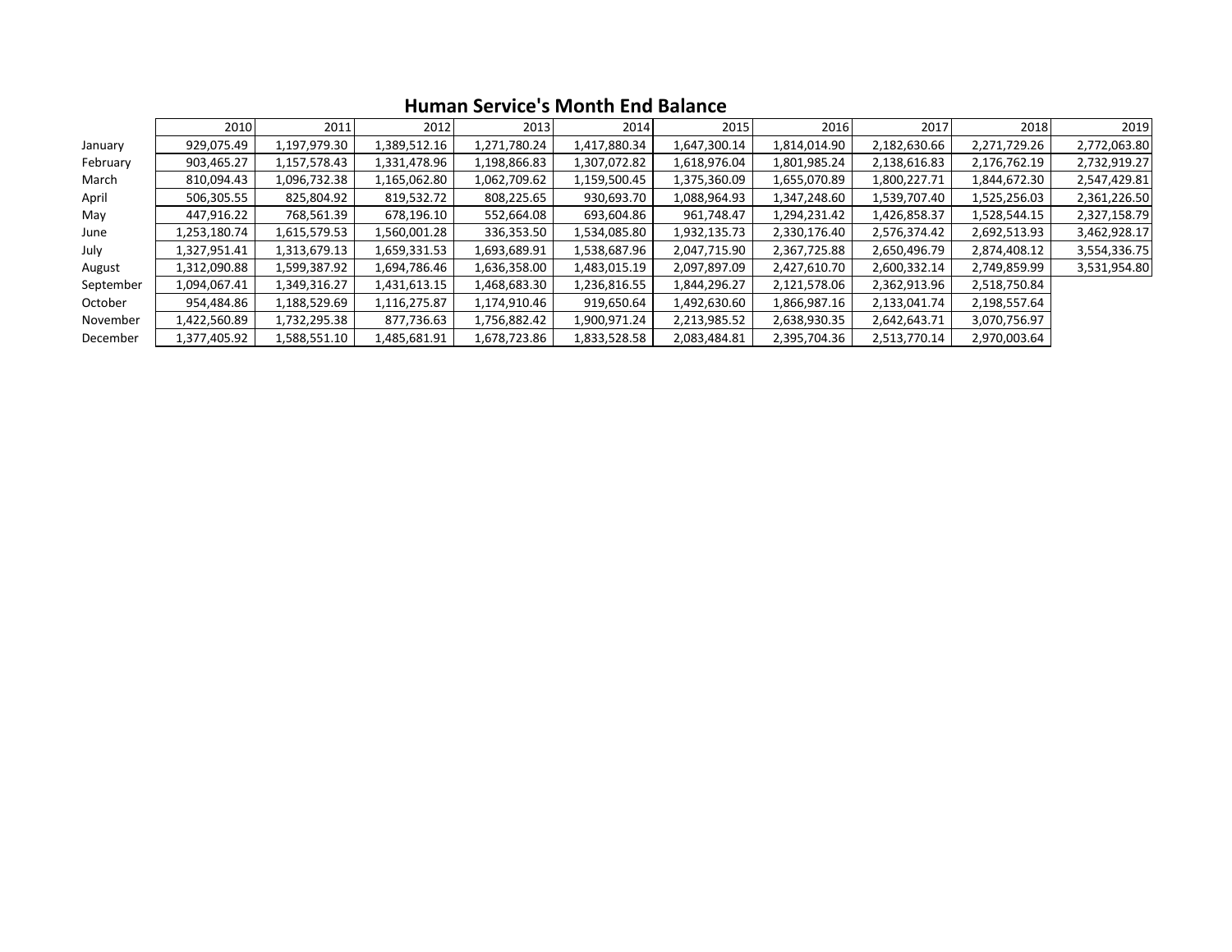# Human Service's Month End Balance

| | 2010 | 2011 | 2012 | 2013 | 2014 | 2015 | 2016 | 2017 | 2018 | 2019 |
|---|---|---|---|---|---|---|---|---|---|---|
| January | 929,075.49 | 1,197,979.30 | 1,389,512.16 | 1,271,780.24 | 1,417,880.34 | 1,647,300.14 | 1,814,014.90 | 2,182,630.66 | 2,271,729.26 | 2,772,063.80 |
| February | 903,465.27 | 1,157,578.43 | 1,331,478.96 | 1,198,866.83 | 1,307,072.82 | 1,618,976.04 | 1,801,985.24 | 2,138,616.83 | 2,176,762.19 | 2,732,919.27 |
| March | 810,094.43 | 1,096,732.38 | 1,165,062.80 | 1,062,709.62 | 1,159,500.45 | 1,375,360.09 | 1,655,070.89 | 1,800,227.71 | 1,844,672.30 | 2,547,429.81 |
| April | 506,305.55 | 825,804.92 | 819,532.72 | 808,225.65 | 930,693.70 | 1,088,964.93 | 1,347,248.60 | 1,539,707.40 | 1,525,256.03 | 2,361,226.50 |
| May | 447,916.22 | 768,561.39 | 678,196.10 | 552,664.08 | 693,604.86 | 961,748.47 | 1,294,231.42 | 1,426,858.37 | 1,528,544.15 | 2,327,158.79 |
| June | 1,253,180.74 | 1,615,579.53 | 1,560,001.28 | 336,353.50 | 1,534,085.80 | 1,932,135.73 | 2,330,176.40 | 2,576,374.42 | 2,692,513.93 | 3,462,928.17 |
| July | 1,327,951.41 | 1,313,679.13 | 1,659,331.53 | 1,693,689.91 | 1,538,687.96 | 2,047,715.90 | 2,367,725.88 | 2,650,496.79 | 2,874,408.12 | 3,554,336.75 |
| August | 1,312,090.88 | 1,599,387.92 | 1,694,786.46 | 1,636,358.00 | 1,483,015.19 | 2,097,897.09 | 2,427,610.70 | 2,600,332.14 | 2,749,859.99 | 3,531,954.80 |
| September | 1,094,067.41 | 1,349,316.27 | 1,431,613.15 | 1,468,683.30 | 1,236,816.55 | 1,844,296.27 | 2,121,578.06 | 2,362,913.96 | 2,518,750.84 | |
| October | 954,484.86 | 1,188,529.69 | 1,116,275.87 | 1,174,910.46 | 919,650.64 | 1,492,630.60 | 1,866,987.16 | 2,133,041.74 | 2,198,557.64 | |
| November | 1,422,560.89 | 1,732,295.38 | 877,736.63 | 1,756,882.42 | 1,900,971.24 | 2,213,985.52 | 2,638,930.35 | 2,642,643.71 | 3,070,756.97 | |
| December | 1,377,405.92 | 1,588,551.10 | 1,485,681.91 | 1,678,723.86 | 1,833,528.58 | 2,083,484.81 | 2,395,704.36 | 2,513,770.14 | 2,970,003.64 | |